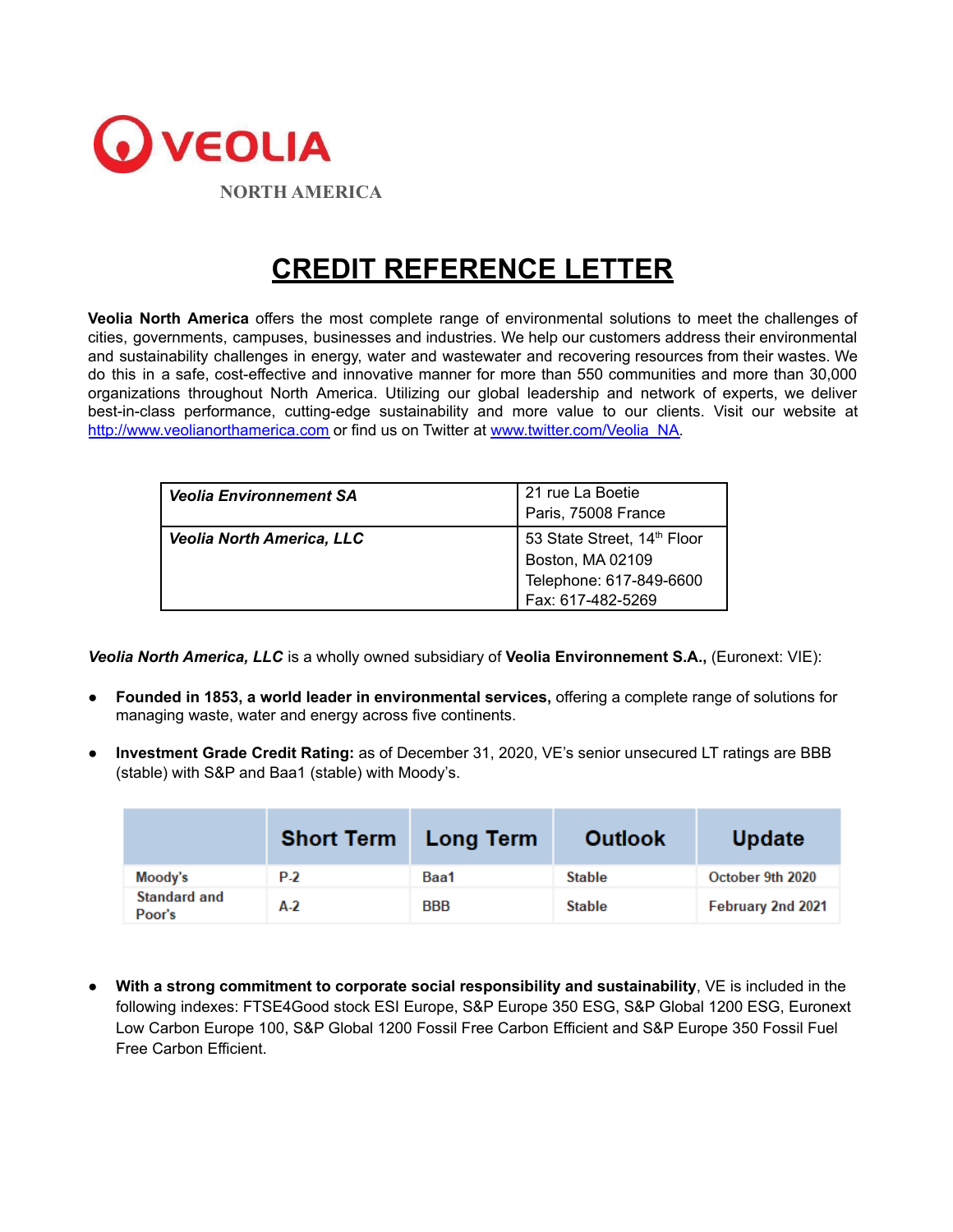VEOLIA

NORTH AMERICA

# CREDIT REFERENCE LETTER

**Veolia North America** offers the most complete range of environmental solutions to meet the challenges of cities, governments, campuses, businesses and industries. We help our customers address their environmental and sustainability challenges in energy, water and wastewater and recovering resources from their wastes. We do this in a safe, cost-effective and innovative manner for more than 550 communities and more than 30,000 organizations throughout North America. Utilizing our global leadership and network of experts, we deliver best-in-class performance, cutting-edge sustainability and more value to our clients. Visit our website at [http://www.veolianorthamerica.com](http://www.veolianorthamerica.com) or find us on Twitter at [www.twitter.com/Veolia_NA](http://www.twitter.com/Veolia_NA).

| | |
|---|---|
| ***Veolia Environnement SA*** | 21 rue La Boetie<br>Paris, 75008 France |
| ***Veolia North America, LLC*** | 53 State Street, 14th Floor<br>Boston, MA 02109<br>Telephone: 617-849-6600<br>Fax: 617-482-5269 |

***Veolia North America, LLC*** is a wholly owned subsidiary of **Veolia Environnement S.A.,** (Euronext: VIE):

- **Founded in 1853, a world leader in environmental services,** offering a complete range of solutions for managing waste, water and energy across five continents.
- **Investment Grade Credit Rating:** as of December 31, 2020, VE's senior unsecured LT ratings are BBB (stable) with S&P and Baa1 (stable) with Moody's.

| | Short Term | Long Term | Outlook | Update |
|---|---|---|---|---|
| Moody's | P-2 | Baa1 | Stable | October 9th 2020 |
| Standard and Poor's | A-2 | BBB | Stable | February 2nd 2021 |

- **With a strong commitment to corporate social responsibility and sustainability**, VE is included in the following indexes: FTSE4Good stock ESI Europe, S&P Europe 350 ESG, S&P Global 1200 ESG, Euronext Low Carbon Europe 100, S&P Global 1200 Fossil Free Carbon Efficient and S&P Europe 350 Fossil Fuel Free Carbon Efficient.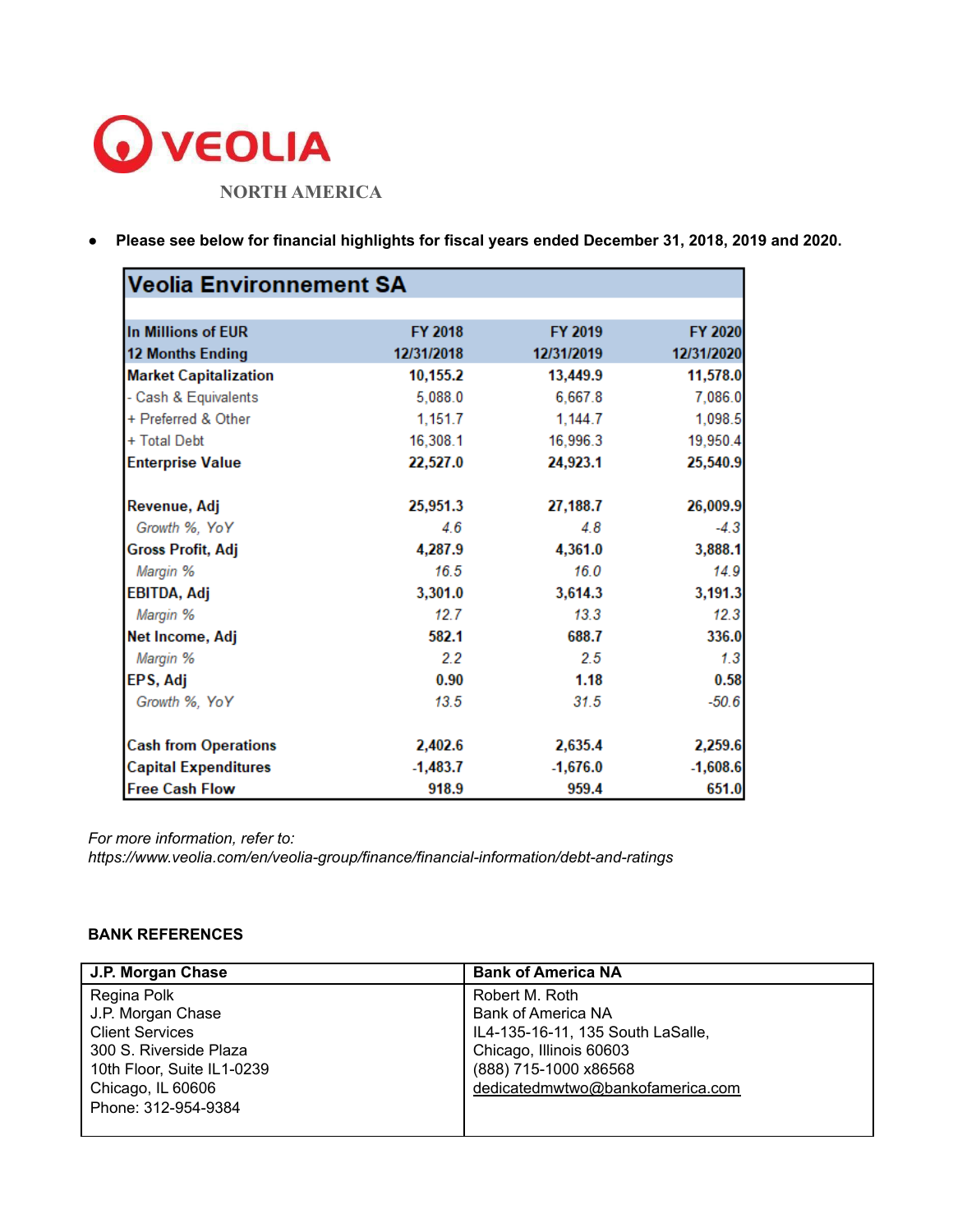# VEOLIA

NORTH AMERICA

- **Please see below for financial highlights for fiscal years ended December 31, 2018, 2019 and 2020.**

| Veolia Environnement SA | | | |
|---|---|---|---|
| **In Millions of EUR** | **FY 2018** | **FY 2019** | **FY 2020** |
| **12 Months Ending** | **12/31/2018** | **12/31/2019** | **12/31/2020** |
| **Market Capitalization** | **10,155.2** | **13,449.9** | **11,578.0** |
| - Cash & Equivalents | 5,088.0 | 6,667.8 | 7,086.0 |
| + Preferred & Other | 1,151.7 | 1,144.7 | 1,098.5 |
| + Total Debt | 16,308.1 | 16,996.3 | 19,950.4 |
| **Enterprise Value** | **22,527.0** | **24,923.1** | **25,540.9** |
| | | | |
| **Revenue, Adj** | **25,951.3** | **27,188.7** | **26,009.9** |
| *Growth %, YoY* | *4.6* | *4.8* | *-4.3* |
| **Gross Profit, Adj** | **4,287.9** | **4,361.0** | **3,888.1** |
| *Margin %* | *16.5* | *16.0* | *14.9* |
| **EBITDA, Adj** | **3,301.0** | **3,614.3** | **3,191.3** |
| *Margin %* | *12.7* | *13.3* | *12.3* |
| **Net Income, Adj** | **582.1** | **688.7** | **336.0** |
| *Margin %* | *2.2* | *2.5* | *1.3* |
| **EPS, Adj** | **0.90** | **1.18** | **0.58** |
| *Growth %, YoY* | *13.5* | *31.5* | *-50.6* |
| | | | |
| **Cash from Operations** | **2,402.6** | **2,635.4** | **2,259.6** |
| **Capital Expenditures** | **-1,483.7** | **-1,676.0** | **-1,608.6** |
| **Free Cash Flow** | **918.9** | **959.4** | **651.0** |

*For more information, refer to:*
*https://www.veolia.com/en/veolia-group/finance/financial-information/debt-and-ratings*

**BANK REFERENCES**

| J.P. Morgan Chase | Bank of America NA |
|---|---|
| Regina Polk<br>J.P. Morgan Chase<br>Client Services<br>300 S. Riverside Plaza<br>10th Floor, Suite IL1-0239<br>Chicago, IL 60606<br>Phone: 312-954-9384 | Robert M. Roth<br>Bank of America NA<br>IL4-135-16-11, 135 South LaSalle,<br>Chicago, Illinois 60603<br>(888) 715-1000 x86568<br>dedicatedmwtwo@bankofamerica.com |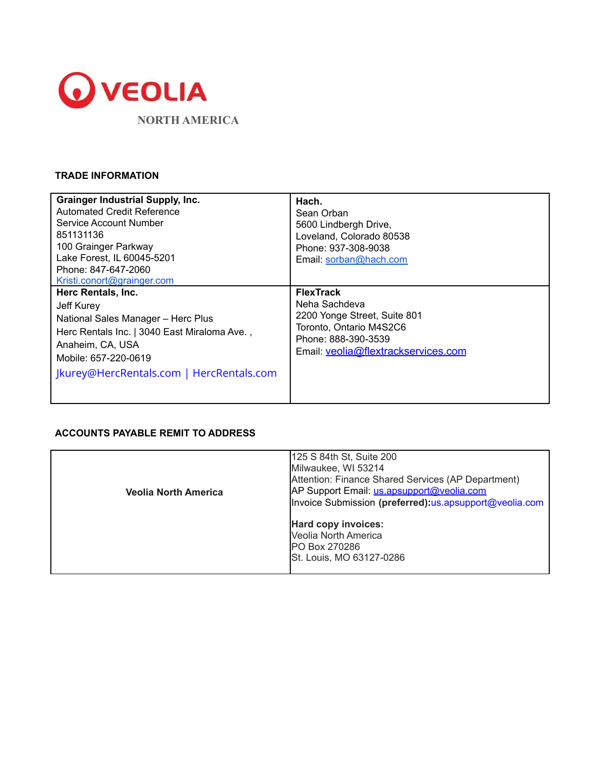VEOLIA

NORTH AMERICA

**TRADE INFORMATION**

| | |
|---|---|
| **Grainger Industrial Supply, Inc.**<br>Automated Credit Reference<br>Service Account Number<br>851131136<br>100 Grainger Parkway<br>Lake Forest, IL 60045-5201<br>Phone: 847-647-2060<br>Kristi.conort@grainger.com | **Hach.**<br>Sean Orban<br>5600 Lindbergh Drive,<br>Loveland, Colorado 80538<br>Phone: 937-308-9038<br>Email: sorban@hach.com |
| **Herc Rentals, Inc.**<br>Jeff Kurey<br>National Sales Manager – Herc Plus<br>Herc Rentals Inc. \| 3040 East Miraloma Ave. ,<br>Anaheim, CA, USA<br>Mobile: 657-220-0619<br>Jkurey@HercRentals.com \| HercRentals.com | **FlexTrack**<br>Neha Sachdeva<br>2200 Yonge Street, Suite 801<br>Toronto, Ontario M4S2C6<br>Phone: 888-390-3539<br>Email: veolia@flextrackservices.com |

**ACCOUNTS PAYABLE REMIT TO ADDRESS**

| | |
|---|---|
| **Veolia North America** | 125 S 84th St, Suite 200<br>Milwaukee, WI 53214<br>Attention: Finance Shared Services (AP Department)<br>AP Support Email: us.apsupport@veolia.com<br>Invoice Submission **(preferred):**us.apsupport@veolia.com<br><br>**Hard copy invoices:**<br>Veolia North America<br>PO Box 270286<br>St. Louis, MO 63127-0286 |